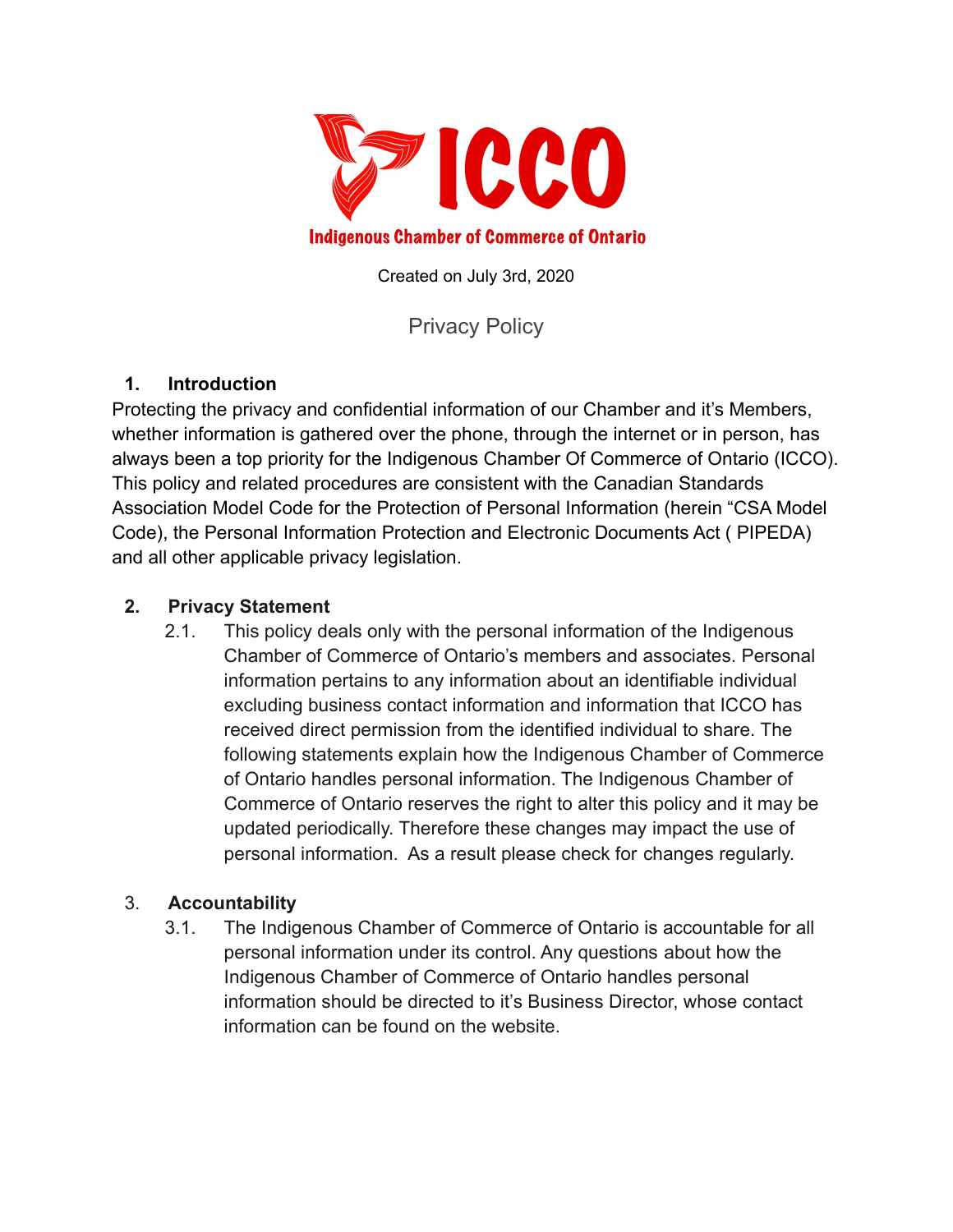# ICCO

**Indigenous Chamber of Commerce of Ontario**

Created on July 3rd, 2020

## Privacy Policy

### 1. Introduction

Protecting the privacy and confidential information of our Chamber and it's Members, whether information is gathered over the phone, through the internet or in person, has always been a top priority for the Indigenous Chamber Of Commerce of Ontario (ICCO). This policy and related procedures are consistent with the Canadian Standards Association Model Code for the Protection of Personal Information (herein "CSA Model Code), the Personal Information Protection and Electronic Documents Act ( PIPEDA) and all other applicable privacy legislation.

### 2. Privacy Statement

2.1. This policy deals only with the personal information of the Indigenous Chamber of Commerce of Ontario's members and associates. Personal information pertains to any information about an identifiable individual excluding business contact information and information that ICCO has received direct permission from the identified individual to share. The following statements explain how the Indigenous Chamber of Commerce of Ontario handles personal information. The Indigenous Chamber of Commerce of Ontario reserves the right to alter this policy and it may be updated periodically. Therefore these changes may impact the use of personal information. As a result please check for changes regularly.

### 3. Accountability

3.1. The Indigenous Chamber of Commerce of Ontario is accountable for all personal information under its control. Any questions about how the Indigenous Chamber of Commerce of Ontario handles personal information should be directed to it's Business Director, whose contact information can be found on the website.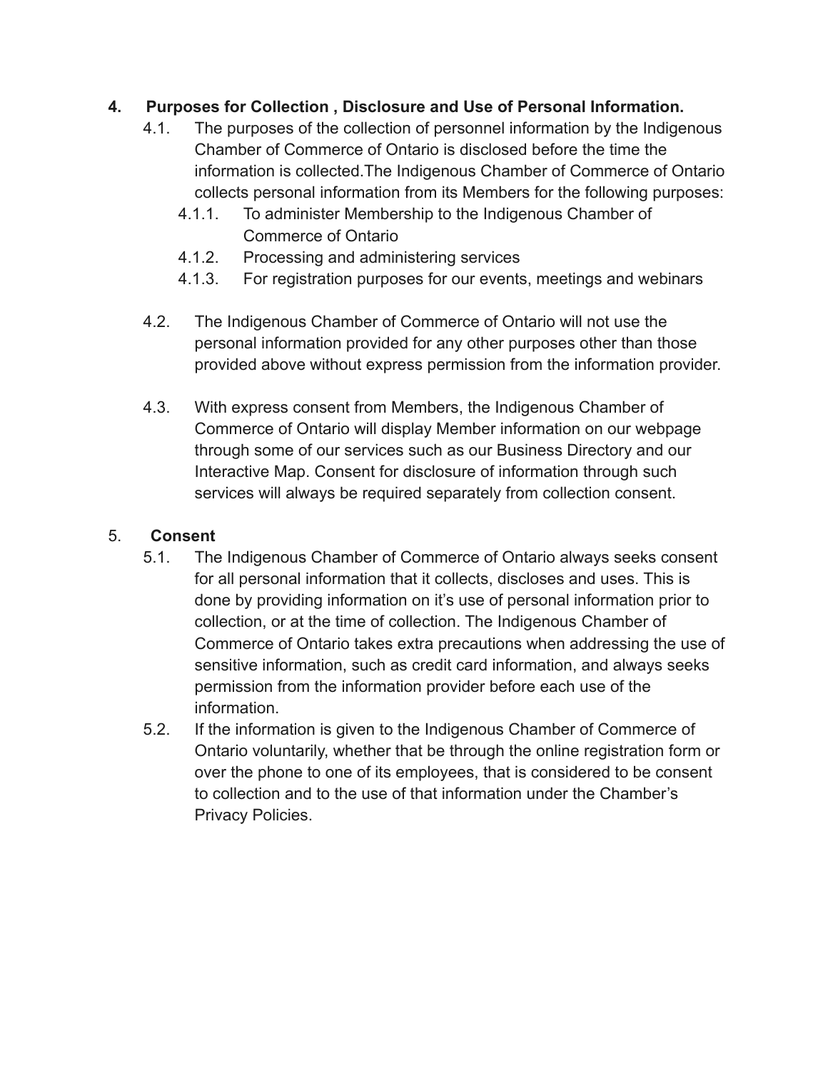## 4. Purposes for Collection , Disclosure and Use of Personal Information.

4.1. The purposes of the collection of personnel information by the Indigenous Chamber of Commerce of Ontario is disclosed before the time the information is collected.The Indigenous Chamber of Commerce of Ontario collects personal information from its Members for the following purposes:

- 4.1.1. To administer Membership to the Indigenous Chamber of Commerce of Ontario
- 4.1.2. Processing and administering services
- 4.1.3. For registration purposes for our events, meetings and webinars

4.2. The Indigenous Chamber of Commerce of Ontario will not use the personal information provided for any other purposes other than those provided above without express permission from the information provider.

4.3. With express consent from Members, the Indigenous Chamber of Commerce of Ontario will display Member information on our webpage through some of our services such as our Business Directory and our Interactive Map. Consent for disclosure of information through such services will always be required separately from collection consent.

## 5. Consent

5.1. The Indigenous Chamber of Commerce of Ontario always seeks consent for all personal information that it collects, discloses and uses. This is done by providing information on it's use of personal information prior to collection, or at the time of collection. The Indigenous Chamber of Commerce of Ontario takes extra precautions when addressing the use of sensitive information, such as credit card information, and always seeks permission from the information provider before each use of the information.

5.2. If the information is given to the Indigenous Chamber of Commerce of Ontario voluntarily, whether that be through the online registration form or over the phone to one of its employees, that is considered to be consent to collection and to the use of that information under the Chamber's Privacy Policies.